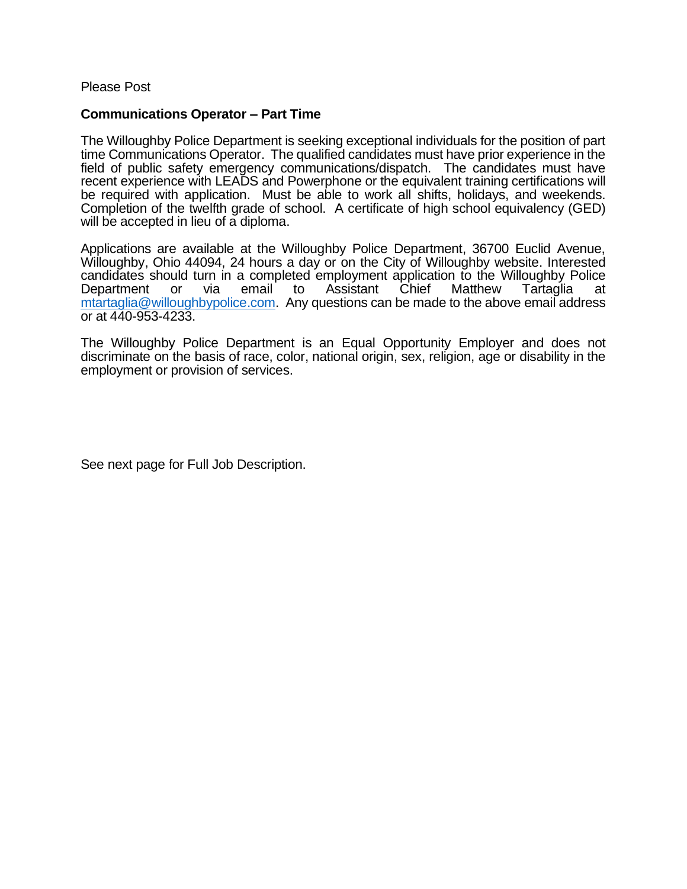Please Post

**Communications Operator – Part Time**

The Willoughby Police Department is seeking exceptional individuals for the position of part time Communications Operator. The qualified candidates must have prior experience in the field of public safety emergency communications/dispatch. The candidates must have recent experience with LEADS and Powerphone or the equivalent training certifications will be required with application. Must be able to work all shifts, holidays, and weekends. Completion of the twelfth grade of school. A certificate of high school equivalency (GED) will be accepted in lieu of a diploma.

Applications are available at the Willoughby Police Department, 36700 Euclid Avenue, Willoughby, Ohio 44094, 24 hours a day or on the City of Willoughby website. Interested candidates should turn in a completed employment application to the Willoughby Police Department or via email to Assistant Chief Matthew Tartaglia at mtartaglia@willoughbypolice.com. Any questions can be made to the above email address or at 440-953-4233.

The Willoughby Police Department is an Equal Opportunity Employer and does not discriminate on the basis of race, color, national origin, sex, religion, age or disability in the employment or provision of services.

See next page for Full Job Description.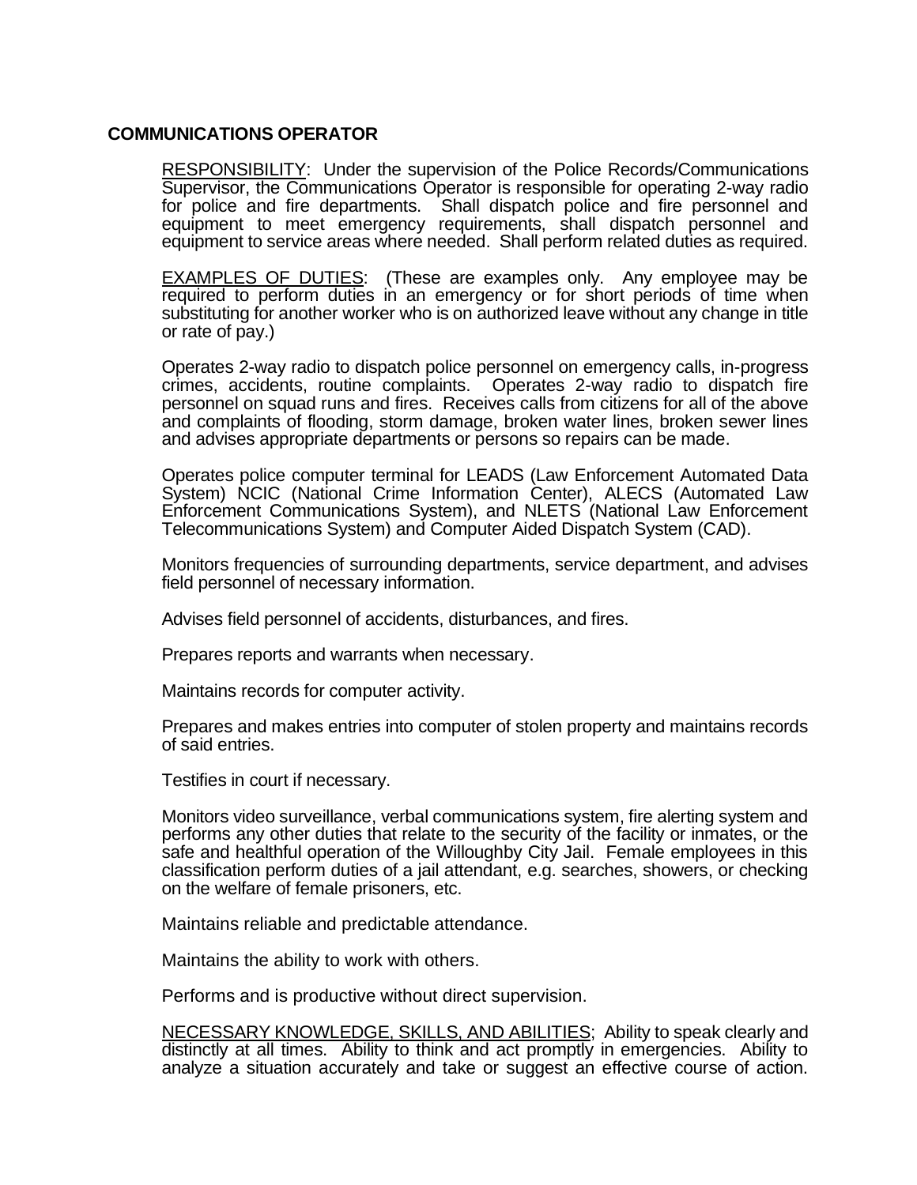**COMMUNICATIONS OPERATOR**

RESPONSIBILITY: Under the supervision of the Police Records/Communications Supervisor, the Communications Operator is responsible for operating 2-way radio for police and fire departments. Shall dispatch police and fire personnel and equipment to meet emergency requirements, shall dispatch personnel and equipment to service areas where needed. Shall perform related duties as required.

EXAMPLES OF DUTIES: (These are examples only. Any employee may be required to perform duties in an emergency or for short periods of time when substituting for another worker who is on authorized leave without any change in title or rate of pay.)

Operates 2-way radio to dispatch police personnel on emergency calls, in-progress crimes, accidents, routine complaints. Operates 2-way radio to dispatch fire personnel on squad runs and fires. Receives calls from citizens for all of the above and complaints of flooding, storm damage, broken water lines, broken sewer lines and advises appropriate departments or persons so repairs can be made.

Operates police computer terminal for LEADS (Law Enforcement Automated Data System) NCIC (National Crime Information Center), ALECS (Automated Law Enforcement Communications System), and NLETS (National Law Enforcement Telecommunications System) and Computer Aided Dispatch System (CAD).

Monitors frequencies of surrounding departments, service department, and advises field personnel of necessary information.

Advises field personnel of accidents, disturbances, and fires.

Prepares reports and warrants when necessary.

Maintains records for computer activity.

Prepares and makes entries into computer of stolen property and maintains records of said entries.

Testifies in court if necessary.

Monitors video surveillance, verbal communications system, fire alerting system and performs any other duties that relate to the security of the facility or inmates, or the safe and healthful operation of the Willoughby City Jail. Female employees in this classification perform duties of a jail attendant, e.g. searches, showers, or checking on the welfare of female prisoners, etc.

Maintains reliable and predictable attendance.

Maintains the ability to work with others.

Performs and is productive without direct supervision.

NECESSARY KNOWLEDGE, SKILLS, AND ABILITIES; Ability to speak clearly and distinctly at all times. Ability to think and act promptly in emergencies. Ability to analyze a situation accurately and take or suggest an effective course of action.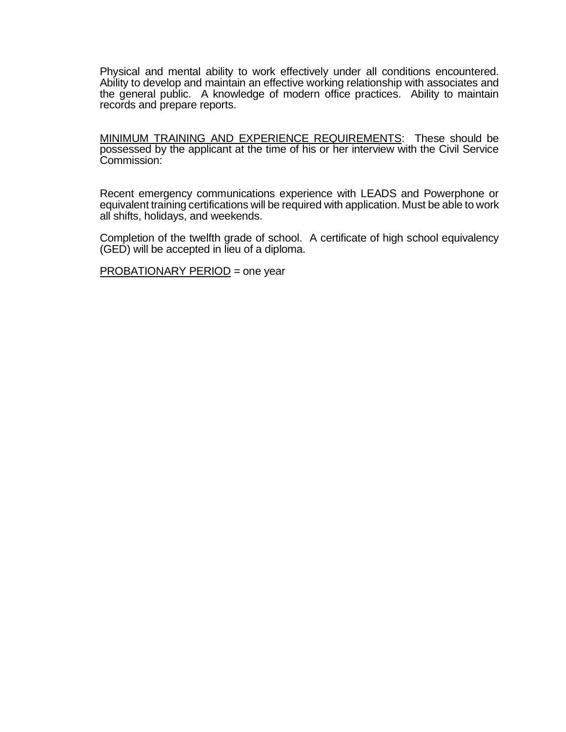Physical and mental ability to work effectively under all conditions encountered. Ability to develop and maintain an effective working relationship with associates and the general public. A knowledge of modern office practices. Ability to maintain records and prepare reports.

<u>MINIMUM TRAINING AND EXPERIENCE REQUIREMENTS</u>: These should be possessed by the applicant at the time of his or her interview with the Civil Service Commission:

Recent emergency communications experience with LEADS and Powerphone or equivalent training certifications will be required with application. Must be able to work all shifts, holidays, and weekends.

Completion of the twelfth grade of school. A certificate of high school equivalency (GED) will be accepted in lieu of a diploma.

<u>PROBATIONARY PERIOD</u> = one year